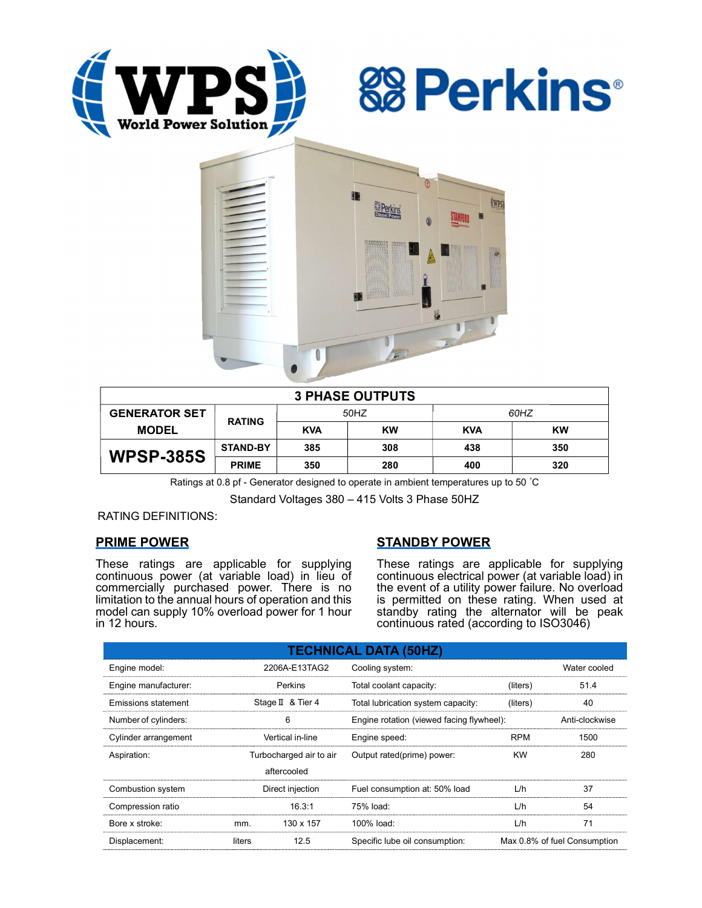# 3 PHASE OUTPUTS

| GENERATOR SET MODEL | RATING | 50HZ | | 60HZ | |
|---|---|---|---|---|---|
| | | KVA | KW | KVA | KW |
| WPSP-385S | STAND-BY | 385 | 308 | 438 | 350 |
| | PRIME | 350 | 280 | 400 | 320 |

Ratings at 0.8 pf - Generator designed to operate in ambient temperatures up to 50 ˚C

Standard Voltages 380 – 415 Volts 3 Phase 50HZ

RATING DEFINITIONS:

## PRIME POWER

These ratings are applicable for supplying continuous power (at variable load) in lieu of commercially purchased power. There is no limitation to the annual hours of operation and this model can supply 10% overload power for 1 hour in 12 hours.

## STANDBY POWER

These ratings are applicable for supplying continuous electrical power (at variable load) in the event of a utility power failure. No overload is permitted on these rating. When used at standby rating the alternator will be peak continuous rated (according to ISO3046)

## TECHNICAL DATA (50HZ)

| | | | | | |
|---|---|---|---|---|---|
| Engine model: | | 2206A-E13TAG2 | Cooling system: | | Water cooled |
| Engine manufacturer: | | Perkins | Total coolant capacity: | (liters) | 51.4 |
| Emissions statement | | Stage Ⅱ & Tier 4 | Total lubrication system capacity: | (liters) | 40 |
| Number of cylinders: | | 6 | Engine rotation (viewed facing flywheel): | | Anti-clockwise |
| Cylinder arrangement | | Vertical in-line | Engine speed: | RPM | 1500 |
| Aspiration: | | Turbocharged air to air aftercooled | Output rated(prime) power: | KW | 280 |
| Combustion system | | Direct injection | Fuel consumption at: 50% load | L/h | 37 |
| Compression ratio | | 16.3:1 | 75% load: | L/h | 54 |
| Bore x stroke: | mm. | 130 x 157 | 100% load: | L/h | 71 |
| Displacement: | liters | 12.5 | Specific lube oil consumption: | | Max 0.8% of fuel Consumption |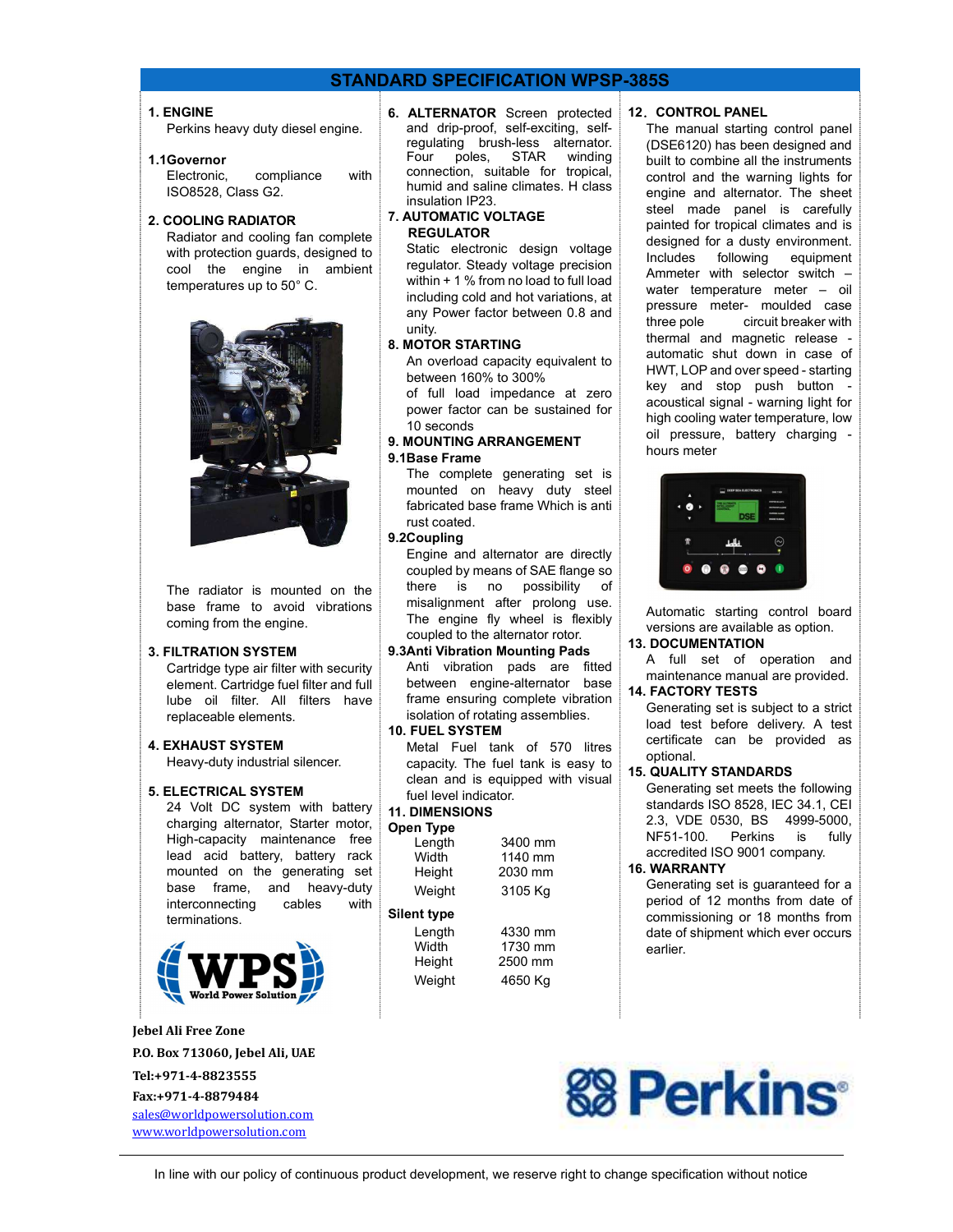## STANDARD SPECIFICATION WPSP-385S

### 1. ENGINE

Perkins heavy duty diesel engine.

### 1.1Governor

Electronic, compliance with ISO8528, Class G2.

### 2. COOLING RADIATOR

Radiator and cooling fan complete with protection guards, designed to cool the engine in ambient temperatures up to 50° C.

The radiator is mounted on the base frame to avoid vibrations coming from the engine.

### 3. FILTRATION SYSTEM

Cartridge type air filter with security element. Cartridge fuel filter and full lube oil filter. All filters have replaceable elements.

### 4. EXHAUST SYSTEM

Heavy-duty industrial silencer.

### 5. ELECTRICAL SYSTEM

24 Volt DC system with battery charging alternator, Starter motor, High-capacity maintenance free lead acid battery, battery rack mounted on the generating set base frame, and heavy-duty interconnecting cables with terminations.

### 6. ALTERNATOR

Screen protected and drip-proof, self-exciting, self-regulating brush-less alternator. Four poles, STAR winding connection, suitable for tropical, humid and saline climates. H class insulation IP23.

### 7. AUTOMATIC VOLTAGE REGULATOR

Static electronic design voltage regulator. Steady voltage precision within + 1 % from no load to full load including cold and hot variations, at any Power factor between 0.8 and unity.

### 8. MOTOR STARTING

An overload capacity equivalent to between 160% to 300%
of full load impedance at zero power factor can be sustained for 10 seconds

### 9. MOUNTING ARRANGEMENT

### 9.1Base Frame

The complete generating set is mounted on heavy duty steel fabricated base frame Which is anti rust coated.

### 9.2Coupling

Engine and alternator are directly coupled by means of SAE flange so there is no possibility of misalignment after prolong use. The engine fly wheel is flexibly coupled to the alternator rotor.

### 9.3Anti Vibration Mounting Pads

Anti vibration pads are fitted between engine-alternator base frame ensuring complete vibration isolation of rotating assemblies.

### 10. FUEL SYSTEM

Metal Fuel tank of 570 litres capacity. The fuel tank is easy to clean and is equipped with visual fuel level indicator.

### 11. DIMENSIONS

**Open Type**

| | |
|---|---|
| Length | 3400 mm |
| Width | 1140 mm |
| Height | 2030 mm |
| Weight | 3105 Kg |

**Silent type**

| | |
|---|---|
| Length | 4330 mm |
| Width | 1730 mm |
| Height | 2500 mm |
| Weight | 4650 Kg |

### 12. CONTROL PANEL

The manual starting control panel (DSE6120) has been designed and built to combine all the instruments control and the warning lights for engine and alternator. The sheet steel made panel is carefully painted for tropical climates and is designed for a dusty environment. Includes following equipment Ammeter with selector switch – water temperature meter – oil pressure meter- moulded case three pole circuit breaker with thermal and magnetic release - automatic shut down in case of HWT, LOP and over speed - starting key and stop push button - acoustical signal - warning light for high cooling water temperature, low oil pressure, battery charging - hours meter

Automatic starting control board versions are available as option.

### 13. DOCUMENTATION

A full set of operation and maintenance manual are provided.

### 14. FACTORY TESTS

Generating set is subject to a strict load test before delivery. A test certificate can be provided as optional.

### 15. QUALITY STANDARDS

Generating set meets the following standards ISO 8528, IEC 34.1, CEI 2.3, VDE 0530, BS 4999-5000, NF51-100. Perkins is fully accredited ISO 9001 company.

### 16. WARRANTY

Generating set is guaranteed for a period of 12 months from date of commissioning or 18 months from date of shipment which ever occurs earlier.

WPS World Power Solution

**Jebel Ali Free Zone**
**P.O. Box 713060, Jebel Ali, UAE**
**Tel:+971-4-8823555**
**Fax:+971-4-8879484**
sales@worldpowersolution.com
www.worldpowersolution.com

Perkins

In line with our policy of continuous product development, we reserve right to change specification without notice